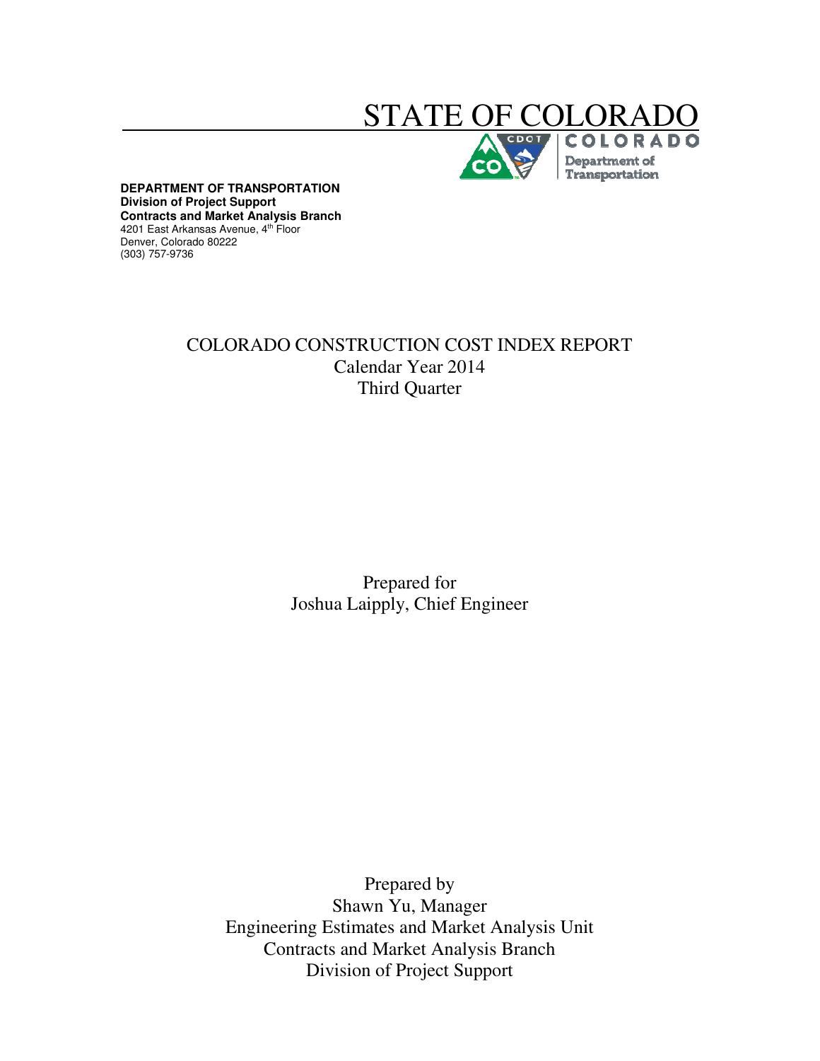# STATE OF COLORADO

COLORADO
Department of Transportation

**DEPARTMENT OF TRANSPORTATION**
**Division of Project Support**
**Contracts and Market Analysis Branch**
4201 East Arkansas Avenue, 4th Floor
Denver, Colorado 80222
(303) 757-9736

## COLORADO CONSTRUCTION COST INDEX REPORT
Calendar Year 2014
Third Quarter

Prepared for
Joshua Laipply, Chief Engineer

Prepared by
Shawn Yu, Manager
Engineering Estimates and Market Analysis Unit
Contracts and Market Analysis Branch
Division of Project Support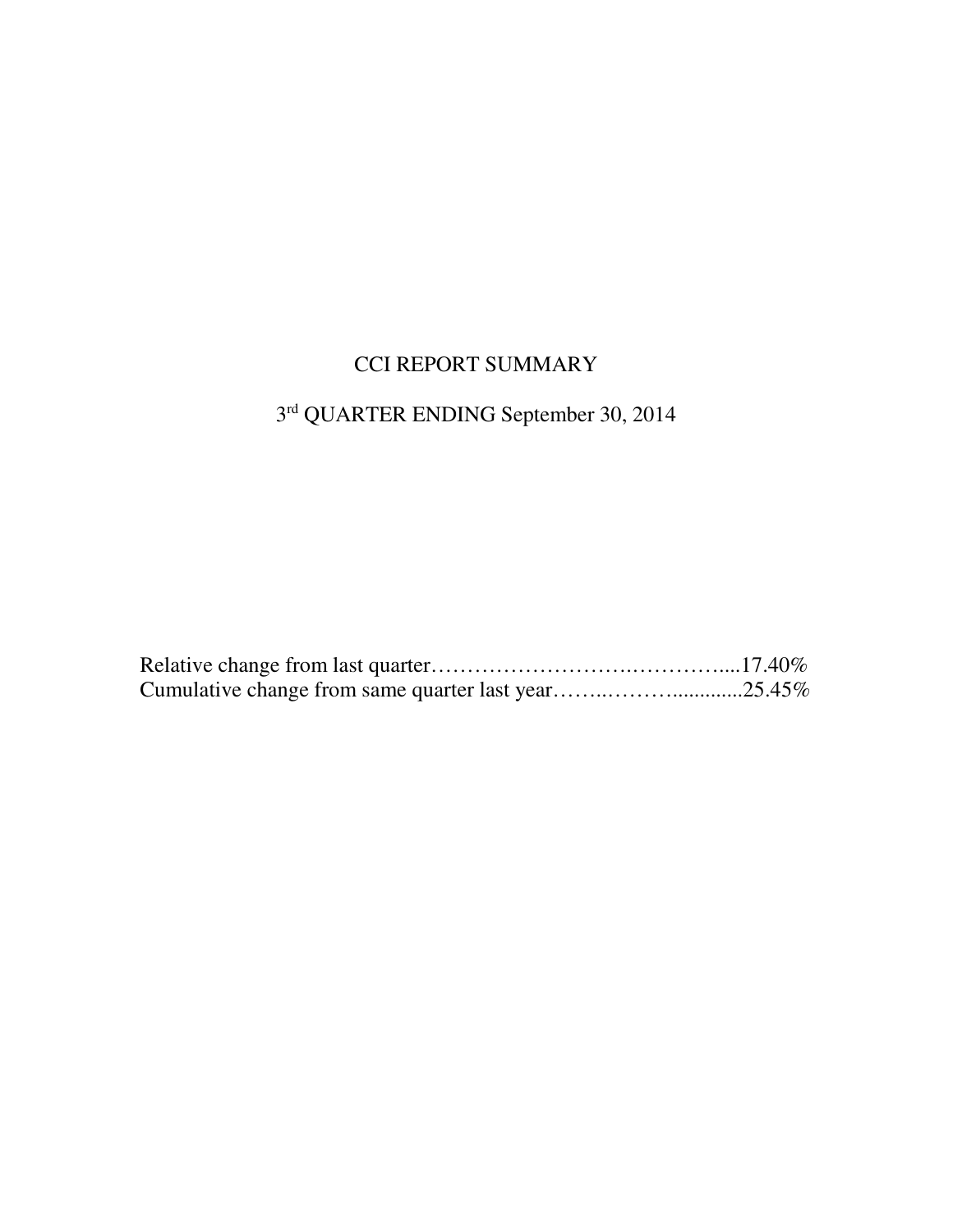# CCI REPORT SUMMARY

## 3rd QUARTER ENDING September 30, 2014

Relative change from last quarter……………………….…………....17.40%
Cumulative change from same quarter last year……..………............25.45%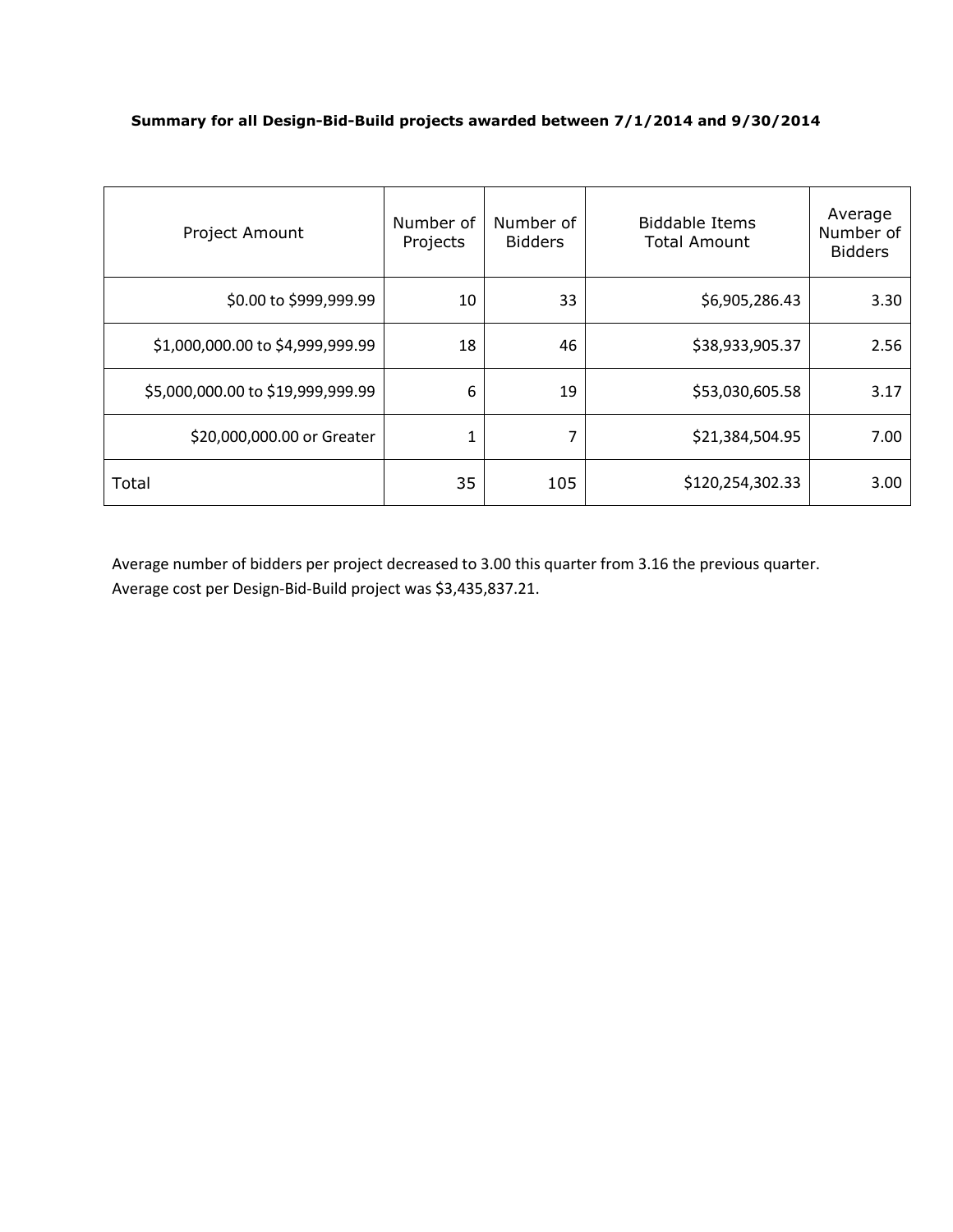**Summary for all Design-Bid-Build projects awarded between 7/1/2014 and 9/30/2014**

| Project Amount | Number of Projects | Number of Bidders | Biddable Items Total Amount | Average Number of Bidders |
|---|---|---|---|---|
| $0.00 to $999,999.99 | 10 | 33 | $6,905,286.43 | 3.30 |
| $1,000,000.00 to $4,999,999.99 | 18 | 46 | $38,933,905.37 | 2.56 |
| $5,000,000.00 to $19,999,999.99 | 6 | 19 | $53,030,605.58 | 3.17 |
| $20,000,000.00 or Greater | 1 | 7 | $21,384,504.95 | 7.00 |
| Total | 35 | 105 | $120,254,302.33 | 3.00 |

Average number of bidders per project decreased to 3.00 this quarter from 3.16 the previous quarter.
Average cost per Design-Bid-Build project was $3,435,837.21.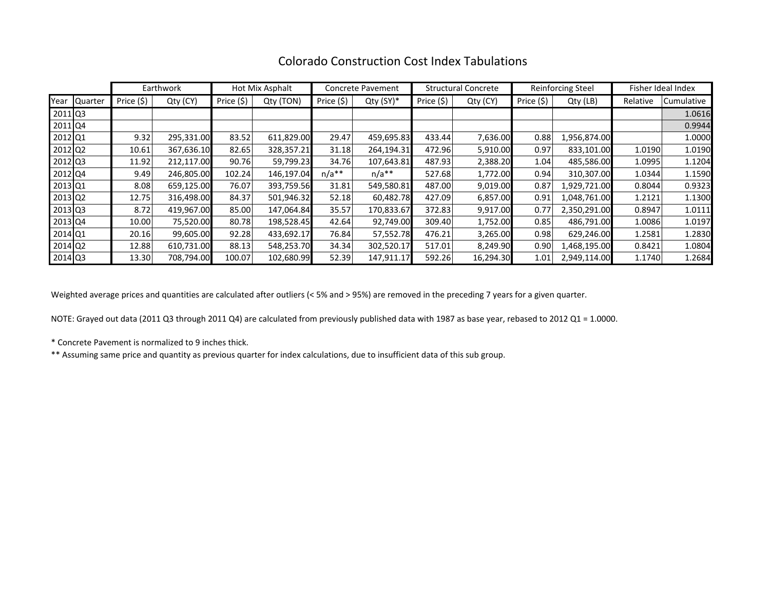# Colorado Construction Cost Index Tabulations

| | | Earthwork | | Hot Mix Asphalt | | Concrete Pavement | | Structural Concrete | | Reinforcing Steel | | Fisher Ideal Index | |
|---|---|---|---|---|---|---|---|---|---|---|---|---|---|
| Year | Quarter | Price ($) | Qty (CY) | Price ($) | Qty (TON) | Price ($) | Qty (SY)* | Price ($) | Qty (CY) | Price ($) | Qty (LB) | Relative | Cumulative |
| 2011 | Q3 | | | | | | | | | | | | 1.0616 |
| 2011 | Q4 | | | | | | | | | | | | 0.9944 |
| 2012 | Q1 | 9.32 | 295,331.00 | 83.52 | 611,829.00 | 29.47 | 459,695.83 | 433.44 | 7,636.00 | 0.88 | 1,956,874.00 | | 1.0000 |
| 2012 | Q2 | 10.61 | 367,636.10 | 82.65 | 328,357.21 | 31.18 | 264,194.31 | 472.96 | 5,910.00 | 0.97 | 833,101.00 | 1.0190 | 1.0190 |
| 2012 | Q3 | 11.92 | 212,117.00 | 90.76 | 59,799.23 | 34.76 | 107,643.81 | 487.93 | 2,388.20 | 1.04 | 485,586.00 | 1.0995 | 1.1204 |
| 2012 | Q4 | 9.49 | 246,805.00 | 102.24 | 146,197.04 | n/a** | n/a** | 527.68 | 1,772.00 | 0.94 | 310,307.00 | 1.0344 | 1.1590 |
| 2013 | Q1 | 8.08 | 659,125.00 | 76.07 | 393,759.56 | 31.81 | 549,580.81 | 487.00 | 9,019.00 | 0.87 | 1,929,721.00 | 0.8044 | 0.9323 |
| 2013 | Q2 | 12.75 | 316,498.00 | 84.37 | 501,946.32 | 52.18 | 60,482.78 | 427.09 | 6,857.00 | 0.91 | 1,048,761.00 | 1.2121 | 1.1300 |
| 2013 | Q3 | 8.72 | 419,967.00 | 85.00 | 147,064.84 | 35.57 | 170,833.67 | 372.83 | 9,917.00 | 0.77 | 2,350,291.00 | 0.8947 | 1.0111 |
| 2013 | Q4 | 10.00 | 75,520.00 | 80.78 | 198,528.45 | 42.64 | 92,749.00 | 309.40 | 1,752.00 | 0.85 | 486,791.00 | 1.0086 | 1.0197 |
| 2014 | Q1 | 20.16 | 99,605.00 | 92.28 | 433,692.17 | 76.84 | 57,552.78 | 476.21 | 3,265.00 | 0.98 | 629,246.00 | 1.2581 | 1.2830 |
| 2014 | Q2 | 12.88 | 610,731.00 | 88.13 | 548,253.70 | 34.34 | 302,520.17 | 517.01 | 8,249.90 | 0.90 | 1,468,195.00 | 0.8421 | 1.0804 |
| 2014 | Q3 | 13.30 | 708,794.00 | 100.07 | 102,680.99 | 52.39 | 147,911.17 | 592.26 | 16,294.30 | 1.01 | 2,949,114.00 | 1.1740 | 1.2684 |

Weighted average prices and quantities are calculated after outliers (< 5% and > 95%) are removed in the preceding 7 years for a given quarter.

NOTE: Grayed out data (2011 Q3 through 2011 Q4) are calculated from previously published data with 1987 as base year, rebased to 2012 Q1 = 1.0000.

* Concrete Pavement is normalized to 9 inches thick.

** Assuming same price and quantity as previous quarter for index calculations, due to insufficient data of this sub group.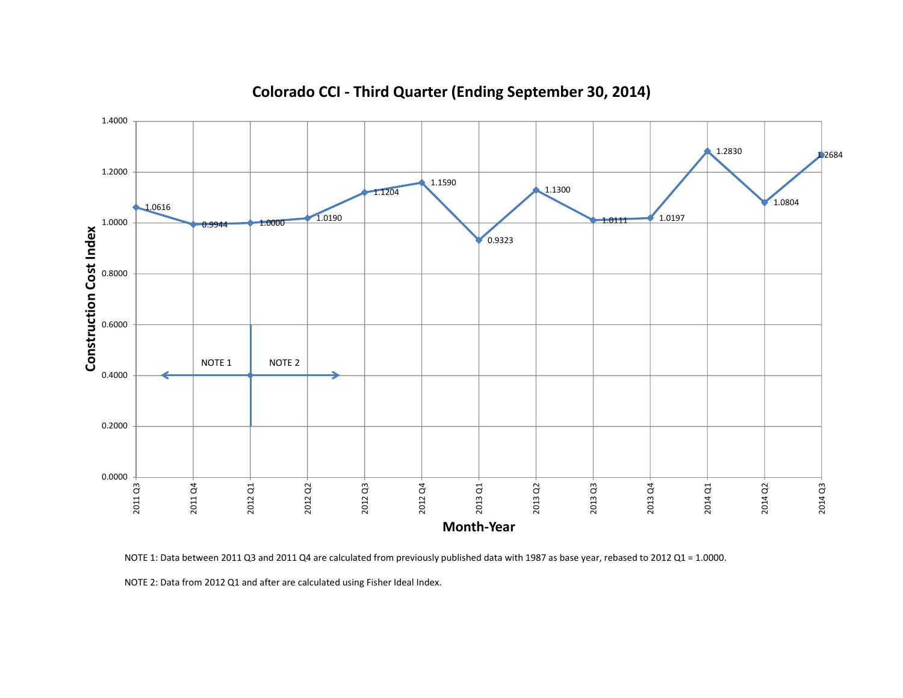## Colorado CCI - Third Quarter (Ending September 30, 2014)

| Month-Year | Construction Cost Index |
|---|---|
| 2011 Q3 | 1.0616 |
| 2011 Q4 | 0.9944 |
| 2012 Q1 | 1.0000 |
| 2012 Q2 | 1.0190 |
| 2012 Q3 | 1.1204 |
| 2012 Q4 | 1.1590 |
| 2013 Q1 | 0.9323 |
| 2013 Q2 | 1.1300 |
| 2013 Q3 | 1.0111 |
| 2013 Q4 | 1.0197 |
| 2014 Q1 | 1.2830 |
| 2014 Q2 | 1.0804 |
| 2014 Q3 | 1.2684 |

NOTE 1: Data between 2011 Q3 and 2011 Q4 are calculated from previously published data with 1987 as base year, rebased to 2012 Q1 = 1.0000.

NOTE 2: Data from 2012 Q1 and after are calculated using Fisher Ideal Index.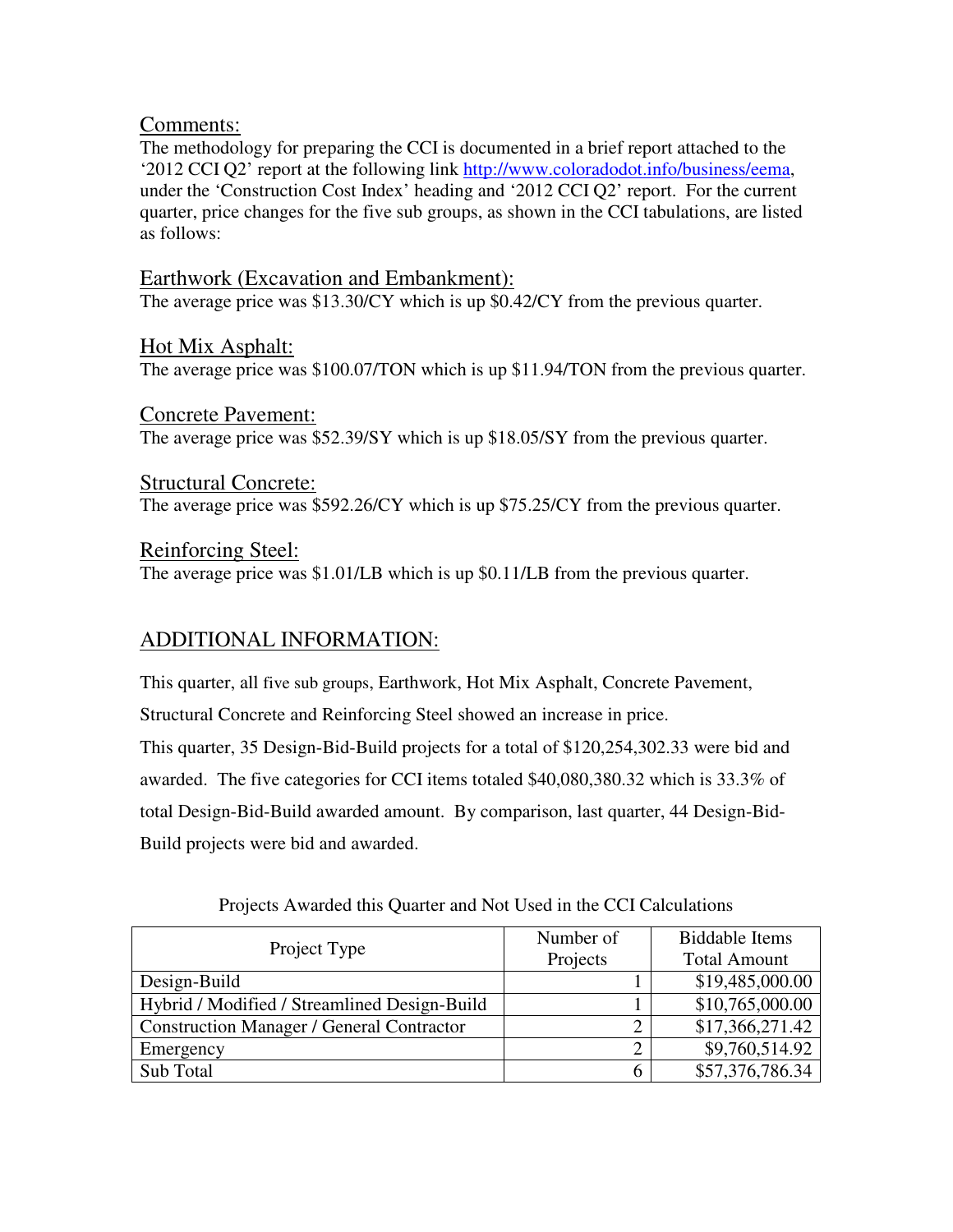## Comments:

The methodology for preparing the CCI is documented in a brief report attached to the '2012 CCI Q2' report at the following link http://www.coloradodot.info/business/eema, under the 'Construction Cost Index' heading and '2012 CCI Q2' report. For the current quarter, price changes for the five sub groups, as shown in the CCI tabulations, are listed as follows:

### Earthwork (Excavation and Embankment):

The average price was $13.30/CY which is up $0.42/CY from the previous quarter.

### Hot Mix Asphalt:

The average price was $100.07/TON which is up $11.94/TON from the previous quarter.

### Concrete Pavement:

The average price was $52.39/SY which is up $18.05/SY from the previous quarter.

### Structural Concrete:

The average price was $592.26/CY which is up $75.25/CY from the previous quarter.

### Reinforcing Steel:

The average price was $1.01/LB which is up $0.11/LB from the previous quarter.

## ADDITIONAL INFORMATION:

This quarter, all five sub groups, Earthwork, Hot Mix Asphalt, Concrete Pavement, Structural Concrete and Reinforcing Steel showed an increase in price.

This quarter, 35 Design-Bid-Build projects for a total of $120,254,302.33 were bid and awarded. The five categories for CCI items totaled $40,080,380.32 which is 33.3% of total Design-Bid-Build awarded amount. By comparison, last quarter, 44 Design-Bid-Build projects were bid and awarded.

Projects Awarded this Quarter and Not Used in the CCI Calculations

| Project Type | Number of Projects | Biddable Items Total Amount |
|---|---|---|
| Design-Build | 1 | $19,485,000.00 |
| Hybrid / Modified / Streamlined Design-Build | 1 | $10,765,000.00 |
| Construction Manager / General Contractor | 2 | $17,366,271.42 |
| Emergency | 2 | $9,760,514.92 |
| Sub Total | 6 | $57,376,786.34 |